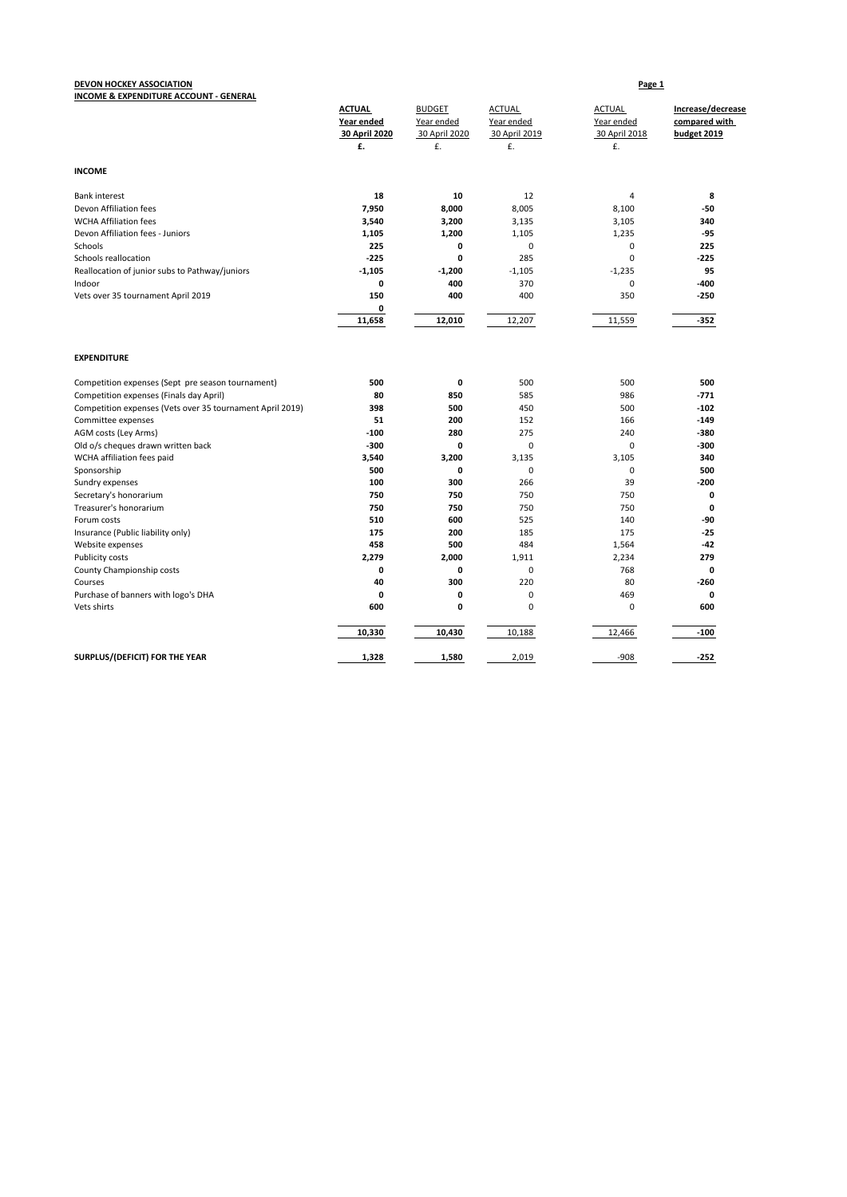**DEVON HOCKEY ASSOCIATION**

**INCOME & EXPENDITURE ACCOUNT - GENERAL**

| | ACTUAL Year ended 30 April 2020 £. | BUDGET Year ended 30 April 2020 £. | ACTUAL Year ended 30 April 2019 £. | ACTUAL Year ended 30 April 2018 £. | Increase/decrease compared with budget 2019 |
|---|---|---|---|---|---|
| **INCOME** | | | | | |
| Bank interest | 18 | 10 | 12 | 4 | 8 |
| Devon Affiliation fees | 7,950 | 8,000 | 8,005 | 8,100 | -50 |
| WCHA Affiliation fees | 3,540 | 3,200 | 3,135 | 3,105 | 340 |
| Devon Affiliation fees - Juniors | 1,105 | 1,200 | 1,105 | 1,235 | -95 |
| Schools | 225 | 0 | 0 | 0 | 225 |
| Schools reallocation | -225 | 0 | 285 | 0 | -225 |
| Reallocation of junior subs to Pathway/juniors | -1,105 | -1,200 | -1,105 | -1,235 | 95 |
| Indoor | 0 | 400 | 370 | 0 | -400 |
| Vets over 35 tournament April 2019 | 150 | 400 | 400 | 350 | -250 |
| | 0 | | | | |
| | 11,658 | 12,010 | 12,207 | 11,559 | -352 |
| **EXPENDITURE** | | | | | |
| Competition expenses (Sept pre season tournament) | 500 | 0 | 500 | 500 | 500 |
| Competition expenses (Finals day April) | 80 | 850 | 585 | 986 | -771 |
| Competition expenses (Vets over 35 tournament April 2019) | 398 | 500 | 450 | 500 | -102 |
| Committee expenses | 51 | 200 | 152 | 166 | -149 |
| AGM costs (Ley Arms) | -100 | 280 | 275 | 240 | -380 |
| Old o/s cheques drawn written back | -300 | 0 | 0 | 0 | -300 |
| WCHA affiliation fees paid | 3,540 | 3,200 | 3,135 | 3,105 | 340 |
| Sponsorship | 500 | 0 | 0 | 0 | 500 |
| Sundry expenses | 100 | 300 | 266 | 39 | -200 |
| Secretary's honorarium | 750 | 750 | 750 | 750 | 0 |
| Treasurer's honorarium | 750 | 750 | 750 | 750 | 0 |
| Forum costs | 510 | 600 | 525 | 140 | -90 |
| Insurance (Public liability only) | 175 | 200 | 185 | 175 | -25 |
| Website expenses | 458 | 500 | 484 | 1,564 | -42 |
| Publicity costs | 2,279 | 2,000 | 1,911 | 2,234 | 279 |
| County Championship costs | 0 | 0 | 0 | 768 | 0 |
| Courses | 40 | 300 | 220 | 80 | -260 |
| Purchase of banners with logo's DHA | 0 | 0 | 0 | 469 | 0 |
| Vets shirts | 600 | 0 | 0 | 0 | 600 |
| | 10,330 | 10,430 | 10,188 | 12,466 | -100 |
| **SURPLUS/(DEFICIT) FOR THE YEAR** | 1,328 | 1,580 | 2,019 | -908 | -252 |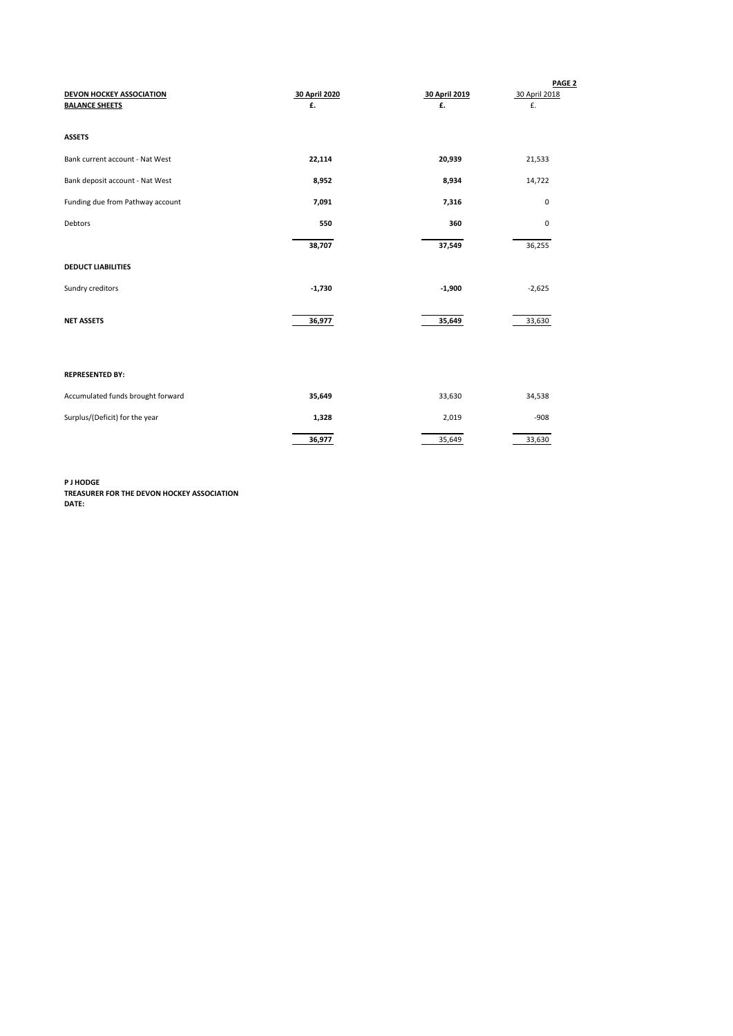| **DEVON HOCKEY ASSOCIATION** **BALANCE SHEETS** | **30 April 2020** **£.** | **30 April 2019** **£.** | 30 April 2018 £. |
|---|---|---|---|
| **ASSETS** | | | |
| Bank current account - Nat West | **22,114** | **20,939** | 21,533 |
| Bank deposit account - Nat West | **8,952** | **8,934** | 14,722 |
| Funding due from Pathway account | **7,091** | **7,316** | 0 |
| Debtors | **550** | **360** | 0 |
| | **38,707** | **37,549** | 36,255 |
| **DEDUCT LIABILITIES** | | | |
| Sundry creditors | **-1,730** | **-1,900** | -2,625 |
| **NET ASSETS** | **36,977** | **35,649** | 33,630 |
| | | | |
| **REPRESENTED BY:** | | | |
| Accumulated funds brought forward | **35,649** | 33,630 | 34,538 |
| Surplus/(Deficit) for the year | **1,328** | 2,019 | -908 |
| | **36,977** | 35,649 | 33,630 |

**P J HODGE**
**TREASURER FOR THE DEVON HOCKEY ASSOCIATION**
**DATE:**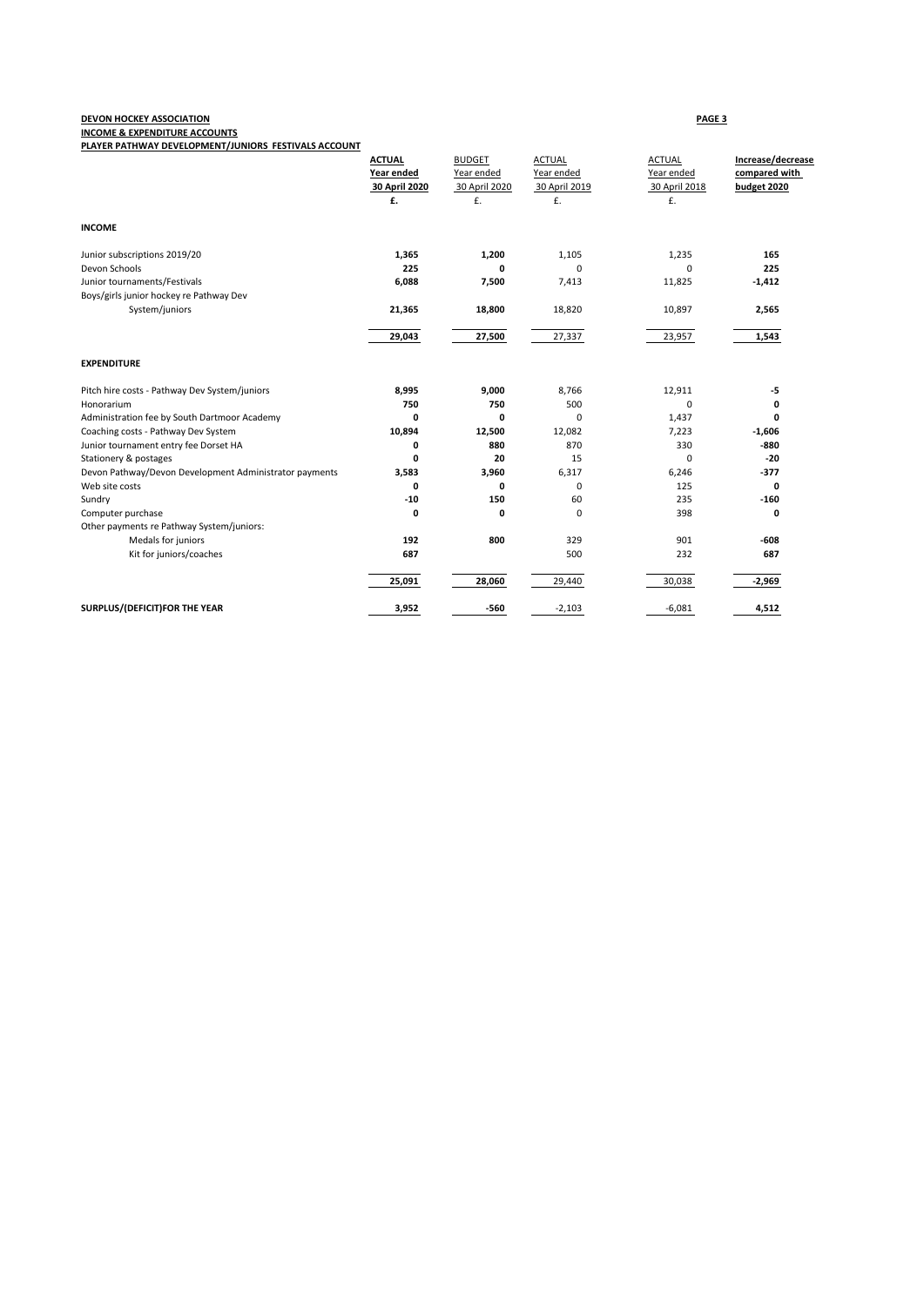**DEVON HOCKEY ASSOCIATION**

**INCOME & EXPENDITURE ACCOUNTS**

**PLAYER PATHWAY DEVELOPMENT/JUNIORS FESTIVALS ACCOUNT**

| | **ACTUAL Year ended 30 April 2020 £.** | BUDGET Year ended 30 April 2020 £. | ACTUAL Year ended 30 April 2019 £. | ACTUAL Year ended 30 April 2018 £. | **Increase/decrease compared with budget 2020** |
|---|---|---|---|---|---|
| **INCOME** | | | | | |
| Junior subscriptions 2019/20 | **1,365** | **1,200** | 1,105 | 1,235 | **165** |
| Devon Schools | **225** | **0** | 0 | 0 | **225** |
| Junior tournaments/Festivals | **6,088** | **7,500** | 7,413 | 11,825 | **-1,412** |
| Boys/girls junior hockey re Pathway Dev System/juniors | **21,365** | **18,800** | 18,820 | 10,897 | **2,565** |
| | **29,043** | **27,500** | 27,337 | 23,957 | **1,543** |
| **EXPENDITURE** | | | | | |
| Pitch hire costs - Pathway Dev System/juniors | **8,995** | **9,000** | 8,766 | 12,911 | **-5** |
| Honorarium | **750** | **750** | 500 | 0 | **0** |
| Administration fee by South Dartmoor Academy | **0** | **0** | 0 | 1,437 | **0** |
| Coaching costs - Pathway Dev System | **10,894** | **12,500** | 12,082 | 7,223 | **-1,606** |
| Junior tournament entry fee Dorset HA | **0** | **880** | 870 | 330 | **-880** |
| Stationery & postages | **0** | **20** | 15 | 0 | **-20** |
| Devon Pathway/Devon Development Administrator payments | **3,583** | **3,960** | 6,317 | 6,246 | **-377** |
| Web site costs | **0** | **0** | 0 | 125 | **0** |
| Sundry | **-10** | **150** | 60 | 235 | **-160** |
| Computer purchase | **0** | **0** | 0 | 398 | **0** |
| Other payments re Pathway System/juniors: | | | | | |
| Medals for juniors | **192** | **800** | 329 | 901 | **-608** |
| Kit for juniors/coaches | **687** | | 500 | 232 | **687** |
| | **25,091** | **28,060** | 29,440 | 30,038 | **-2,969** |
| **SURPLUS/(DEFICIT)FOR THE YEAR** | **3,952** | **-560** | -2,103 | -6,081 | **4,512** |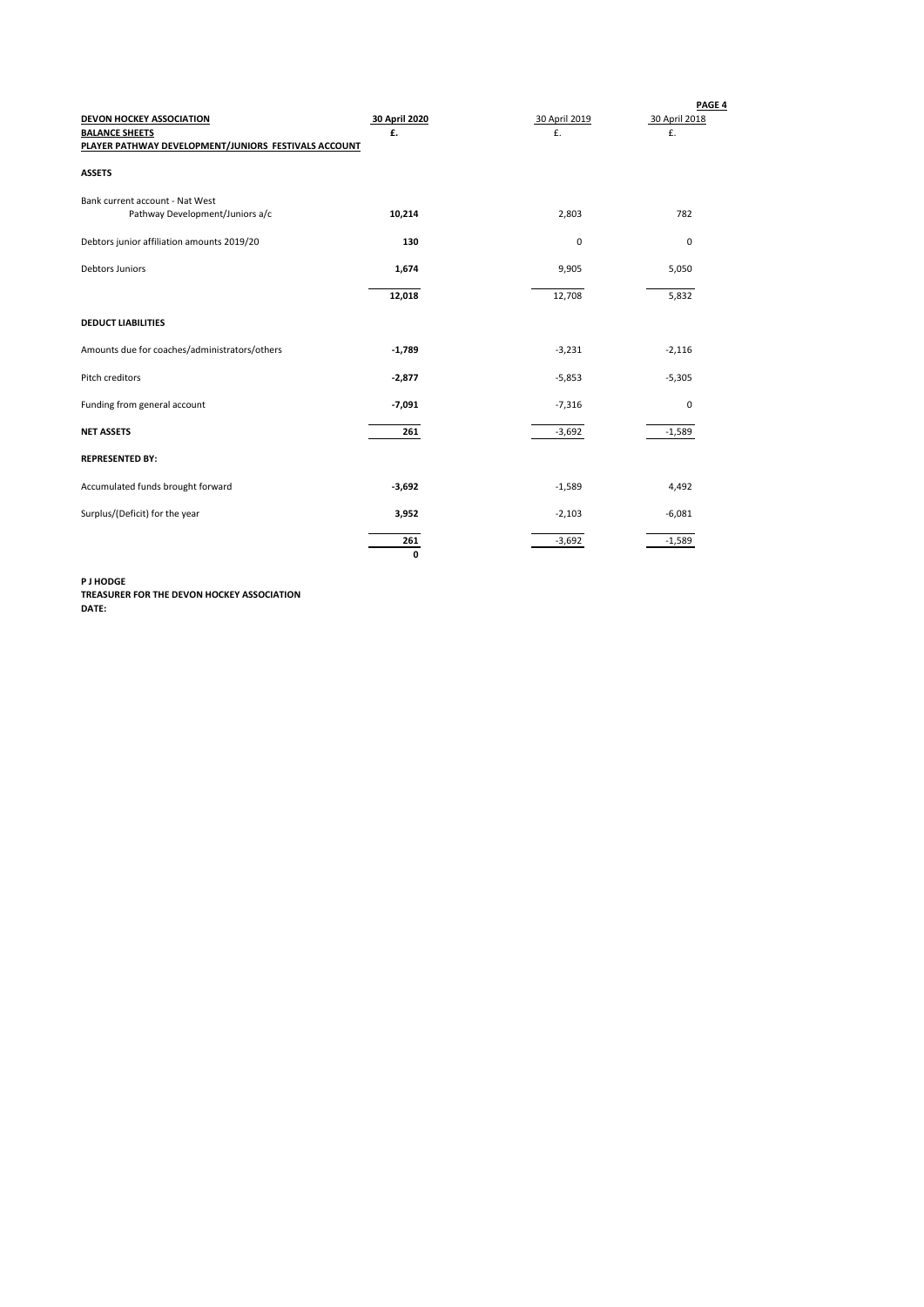| DEVON HOCKEY ASSOCIATION | 30 April 2020 | 30 April 2019 | 30 April 2018 |
|---|---|---|---|
| BALANCE SHEETS | £. | £. | £. |
| PLAYER PATHWAY DEVELOPMENT/JUNIORS FESTIVALS ACCOUNT | | | |
| **ASSETS** | | | |
| Bank current account - Nat West Pathway Development/Juniors a/c | **10,214** | 2,803 | 782 |
| Debtors junior affiliation amounts 2019/20 | **130** | 0 | 0 |
| Debtors Juniors | **1,674** | 9,905 | 5,050 |
| | **12,018** | 12,708 | 5,832 |
| **DEDUCT LIABILITIES** | | | |
| Amounts due for coaches/administrators/others | **-1,789** | -3,231 | -2,116 |
| Pitch creditors | **-2,877** | -5,853 | -5,305 |
| Funding from general account | **-7,091** | -7,316 | 0 |
| **NET ASSETS** | **261** | -3,692 | -1,589 |
| **REPRESENTED BY:** | | | |
| Accumulated funds brought forward | **-3,692** | -1,589 | 4,492 |
| Surplus/(Deficit) for the year | **3,952** | -2,103 | -6,081 |
| | **261** | -3,692 | -1,589 |
| | **0** | | |

**P J HODGE**
**TREASURER FOR THE DEVON HOCKEY ASSOCIATION**
**DATE:**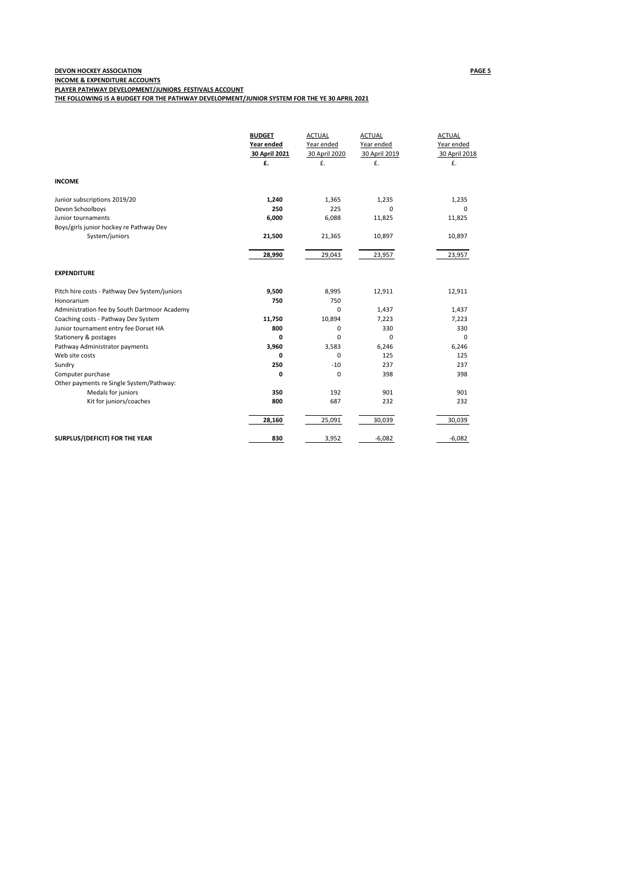**DEVON HOCKEY ASSOCIATION**

**INCOME & EXPENDITURE ACCOUNTS**

**PLAYER PATHWAY DEVELOPMENT/JUNIORS FESTIVALS ACCOUNT**

**THE FOLLOWING IS A BUDGET FOR THE PATHWAY DEVELOPMENT/JUNIOR SYSTEM FOR THE YE 30 APRIL 2021**

| | **BUDGET** Year ended 30 April 2021 £. | ACTUAL Year ended 30 April 2020 £. | ACTUAL Year ended 30 April 2019 £. | ACTUAL Year ended 30 April 2018 £. |
|---|---|---|---|---|
| **INCOME** | | | | |
| Junior subscriptions 2019/20 | **1,240** | 1,365 | 1,235 | 1,235 |
| Devon Schoolboys | **250** | 225 | 0 | 0 |
| Junior tournaments | **6,000** | 6,088 | 11,825 | 11,825 |
| Boys/girls junior hockey re Pathway Dev System/juniors | **21,500** | 21,365 | 10,897 | 10,897 |
| | **28,990** | 29,043 | 23,957 | 23,957 |
| **EXPENDITURE** | | | | |
| Pitch hire costs - Pathway Dev System/juniors | **9,500** | 8,995 | 12,911 | 12,911 |
| Honorarium | **750** | 750 | | |
| Administration fee by South Dartmoor Academy | | 0 | 1,437 | 1,437 |
| Coaching costs - Pathway Dev System | **11,750** | 10,894 | 7,223 | 7,223 |
| Junior tournament entry fee Dorset HA | **800** | 0 | 330 | 330 |
| Stationery & postages | **0** | 0 | 0 | 0 |
| Pathway Administrator payments | **3,960** | 3,583 | 6,246 | 6,246 |
| Web site costs | **0** | 0 | 125 | 125 |
| Sundry | **250** | -10 | 237 | 237 |
| Computer purchase | **0** | 0 | 398 | 398 |
| Other payments re Single System/Pathway: | | | | |
| Medals for juniors | **350** | 192 | 901 | 901 |
| Kit for juniors/coaches | **800** | 687 | 232 | 232 |
| | **28,160** | 25,091 | 30,039 | 30,039 |
| **SURPLUS/(DEFICIT) FOR THE YEAR** | **830** | 3,952 | -6,082 | -6,082 |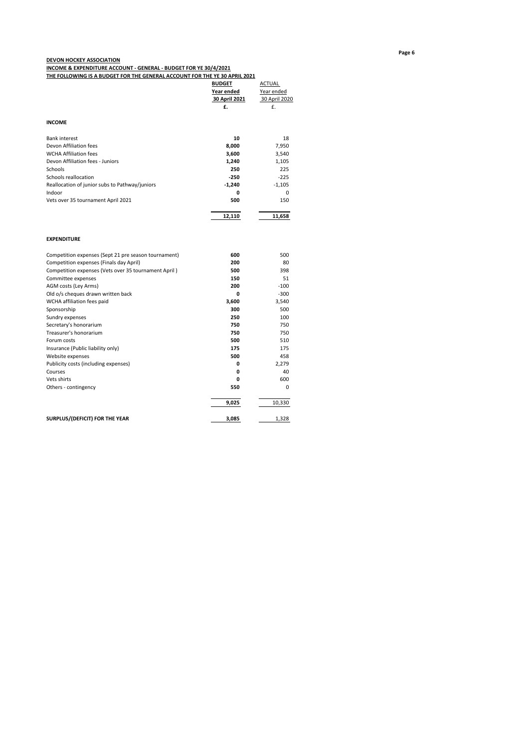**DEVON HOCKEY ASSOCIATION**

**INCOME & EXPENDITURE ACCOUNT - GENERAL - BUDGET FOR YE 30/4/2021**

**THE FOLLOWING IS A BUDGET FOR THE GENERAL ACCOUNT FOR THE YE 30 APRIL 2021**

| | **BUDGET** | ACTUAL |
|---|---|---|
| | **Year ended** | Year ended |
| | **30 April 2021** | 30 April 2020 |
| | **£.** | £. |
| **INCOME** | | |
| Bank interest | **10** | 18 |
| Devon Affiliation fees | **8,000** | 7,950 |
| WCHA Affiliation fees | **3,600** | 3,540 |
| Devon Affiliation fees - Juniors | **1,240** | 1,105 |
| Schools | **250** | 225 |
| Schools reallocation | **-250** | -225 |
| Reallocation of junior subs to Pathway/juniors | **-1,240** | -1,105 |
| Indoor | **0** | 0 |
| Vets over 35 tournament April 2021 | **500** | 150 |
| | **12,110** | **11,658** |
| **EXPENDITURE** | | |
| Competition expenses (Sept 21 pre season tournament) | **600** | 500 |
| Competition expenses (Finals day April) | **200** | 80 |
| Competition expenses (Vets over 35 tournament April ) | **500** | 398 |
| Committee expenses | **150** | 51 |
| AGM costs (Ley Arms) | **200** | -100 |
| Old o/s cheques drawn written back | **0** | -300 |
| WCHA affiliation fees paid | **3,600** | 3,540 |
| Sponsorship | **300** | 500 |
| Sundry expenses | **250** | 100 |
| Secretary's honorarium | **750** | 750 |
| Treasurer's honorarium | **750** | 750 |
| Forum costs | **500** | 510 |
| Insurance (Public liability only) | **175** | 175 |
| Website expenses | **500** | 458 |
| Publicity costs (including expenses) | **0** | 2,279 |
| Courses | **0** | 40 |
| Vets shirts | **0** | 600 |
| Others - contingency | **550** | 0 |
| | **9,025** | 10,330 |
| **SURPLUS/(DEFICIT) FOR THE YEAR** | **3,085** | 1,328 |